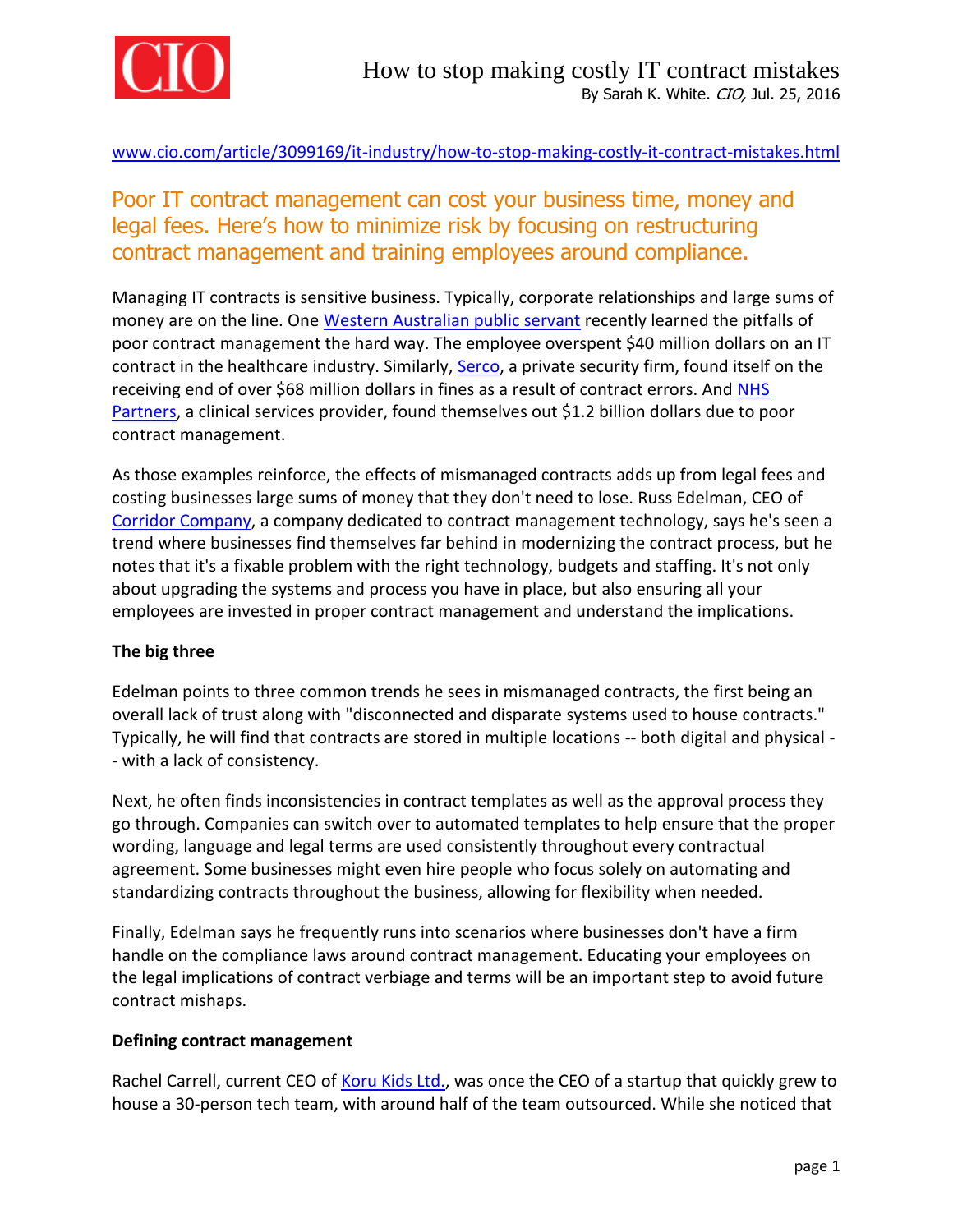# How to stop making costly IT contract mistakes

By Sarah K. White. *CIO,* Jul. 25, 2016

www.cio.com/article/3099169/it-industry/how-to-stop-making-costly-it-contract-mistakes.html

## Poor IT contract management can cost your business time, money and legal fees. Here's how to minimize risk by focusing on restructuring contract management and training employees around compliance.

Managing IT contracts is sensitive business. Typically, corporate relationships and large sums of money are on the line. One Western Australian public servant recently learned the pitfalls of poor contract management the hard way. The employee overspent $40 million dollars on an IT contract in the healthcare industry. Similarly, Serco, a private security firm, found itself on the receiving end of over $68 million dollars in fines as a result of contract errors. And NHS Partners, a clinical services provider, found themselves out $1.2 billion dollars due to poor contract management.

As those examples reinforce, the effects of mismanaged contracts adds up from legal fees and costing businesses large sums of money that they don't need to lose. Russ Edelman, CEO of Corridor Company, a company dedicated to contract management technology, says he's seen a trend where businesses find themselves far behind in modernizing the contract process, but he notes that it's a fixable problem with the right technology, budgets and staffing. It's not only about upgrading the systems and process you have in place, but also ensuring all your employees are invested in proper contract management and understand the implications.

**The big three**

Edelman points to three common trends he sees in mismanaged contracts, the first being an overall lack of trust along with "disconnected and disparate systems used to house contracts." Typically, he will find that contracts are stored in multiple locations -- both digital and physical -- with a lack of consistency.

Next, he often finds inconsistencies in contract templates as well as the approval process they go through. Companies can switch over to automated templates to help ensure that the proper wording, language and legal terms are used consistently throughout every contractual agreement. Some businesses might even hire people who focus solely on automating and standardizing contracts throughout the business, allowing for flexibility when needed.

Finally, Edelman says he frequently runs into scenarios where businesses don't have a firm handle on the compliance laws around contract management. Educating your employees on the legal implications of contract verbiage and terms will be an important step to avoid future contract mishaps.

**Defining contract management**

Rachel Carrell, current CEO of Koru Kids Ltd., was once the CEO of a startup that quickly grew to house a 30-person tech team, with around half of the team outsourced. While she noticed that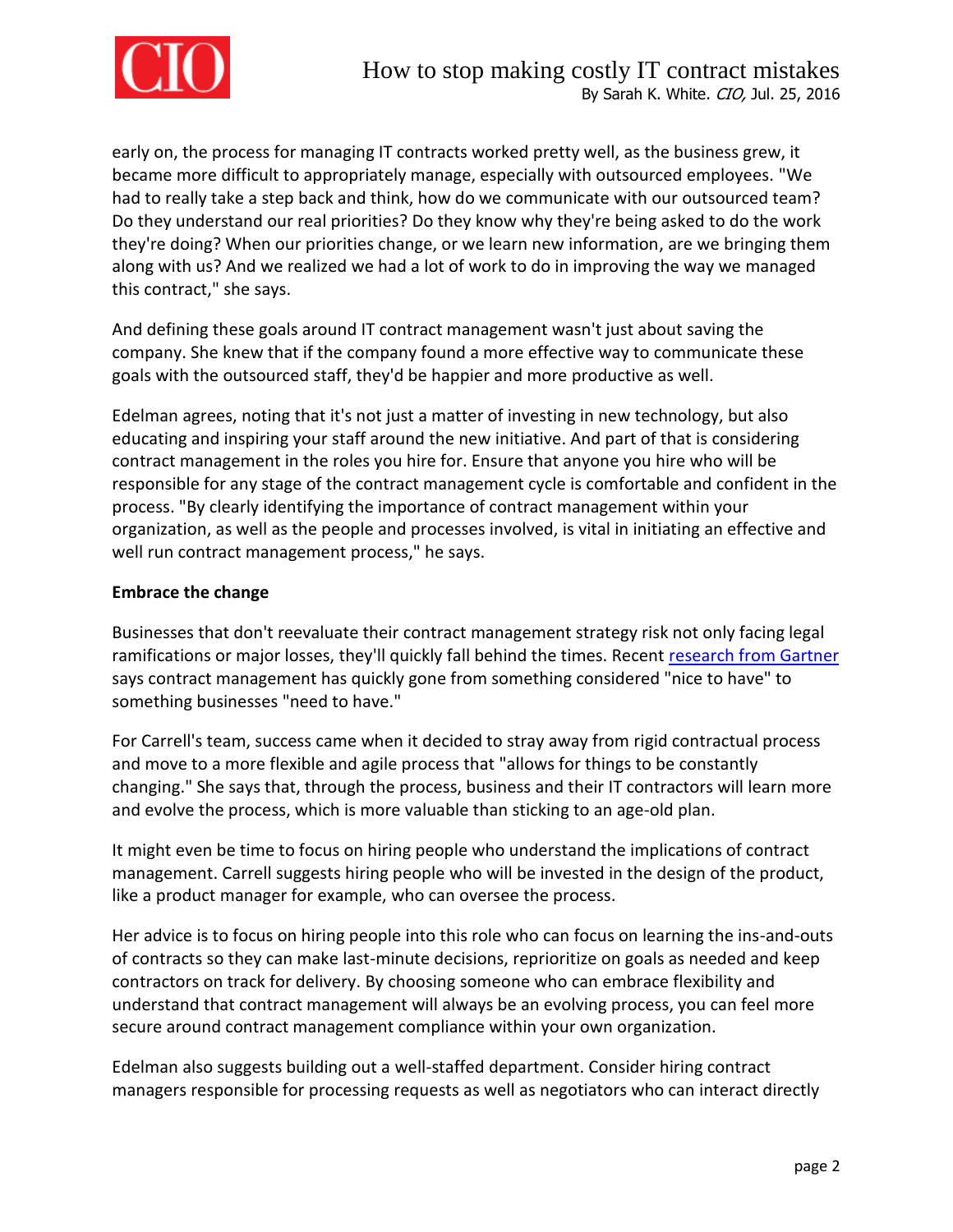early on, the process for managing IT contracts worked pretty well, as the business grew, it became more difficult to appropriately manage, especially with outsourced employees. "We had to really take a step back and think, how do we communicate with our outsourced team? Do they understand our real priorities? Do they know why they're being asked to do the work they're doing? When our priorities change, or we learn new information, are we bringing them along with us? And we realized we had a lot of work to do in improving the way we managed this contract," she says.

And defining these goals around IT contract management wasn't just about saving the company. She knew that if the company found a more effective way to communicate these goals with the outsourced staff, they'd be happier and more productive as well.

Edelman agrees, noting that it's not just a matter of investing in new technology, but also educating and inspiring your staff around the new initiative. And part of that is considering contract management in the roles you hire for. Ensure that anyone you hire who will be responsible for any stage of the contract management cycle is comfortable and confident in the process. "By clearly identifying the importance of contract management within your organization, as well as the people and processes involved, is vital in initiating an effective and well run contract management process," he says.

**Embrace the change**

Businesses that don't reevaluate their contract management strategy risk not only facing legal ramifications or major losses, they'll quickly fall behind the times. Recent [research from Gartner] says contract management has quickly gone from something considered "nice to have" to something businesses "need to have."

For Carrell's team, success came when it decided to stray away from rigid contractual process and move to a more flexible and agile process that "allows for things to be constantly changing." She says that, through the process, business and their IT contractors will learn more and evolve the process, which is more valuable than sticking to an age-old plan.

It might even be time to focus on hiring people who understand the implications of contract management. Carrell suggests hiring people who will be invested in the design of the product, like a product manager for example, who can oversee the process.

Her advice is to focus on hiring people into this role who can focus on learning the ins-and-outs of contracts so they can make last-minute decisions, reprioritize on goals as needed and keep contractors on track for delivery. By choosing someone who can embrace flexibility and understand that contract management will always be an evolving process, you can feel more secure around contract management compliance within your own organization.

Edelman also suggests building out a well-staffed department. Consider hiring contract managers responsible for processing requests as well as negotiators who can interact directly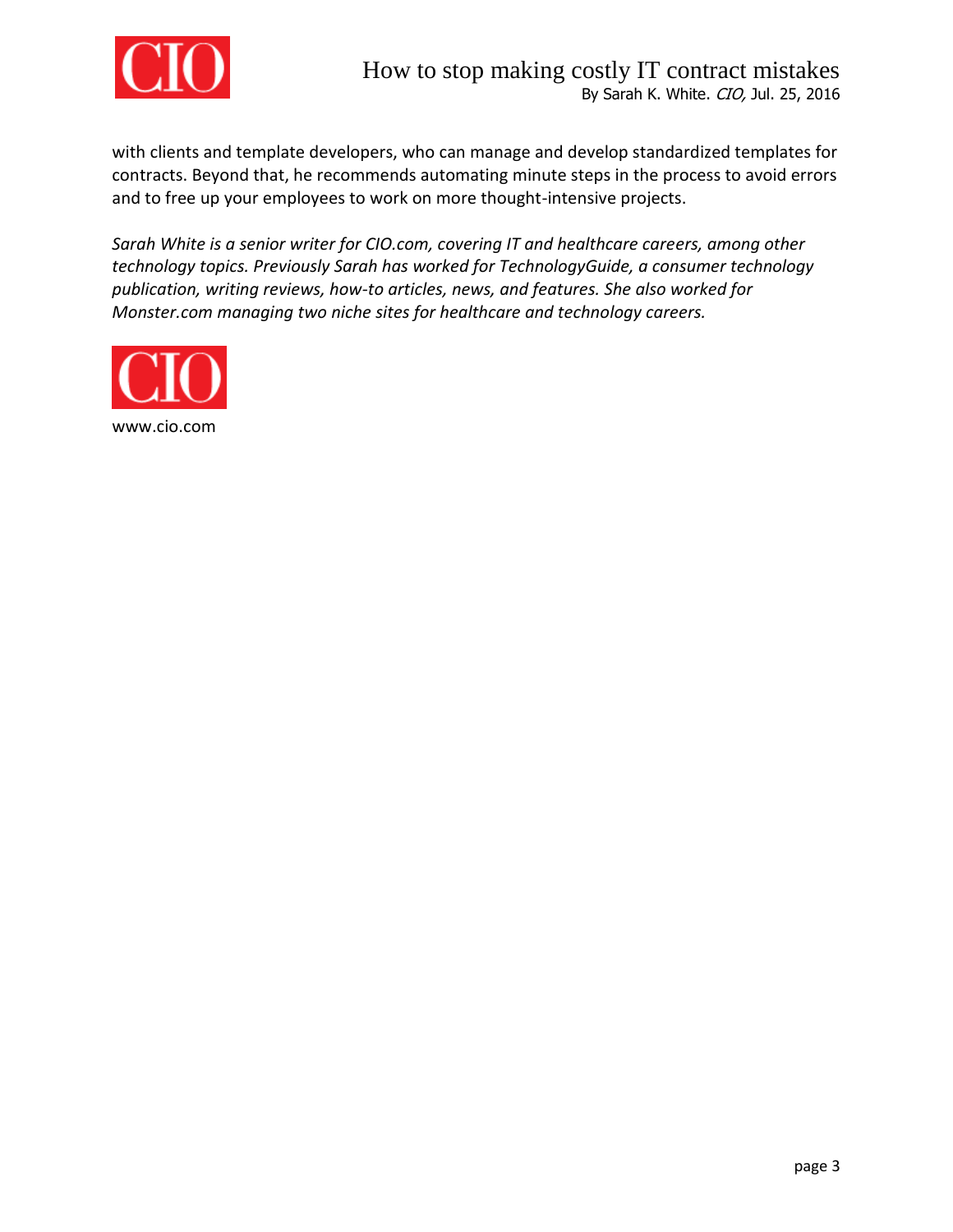with clients and template developers, who can manage and develop standardized templates for contracts. Beyond that, he recommends automating minute steps in the process to avoid errors and to free up your employees to work on more thought-intensive projects.

*Sarah White is a senior writer for CIO.com, covering IT and healthcare careers, among other technology topics. Previously Sarah has worked for TechnologyGuide, a consumer technology publication, writing reviews, how-to articles, news, and features. She also worked for Monster.com managing two niche sites for healthcare and technology careers.*

CIO

www.cio.com